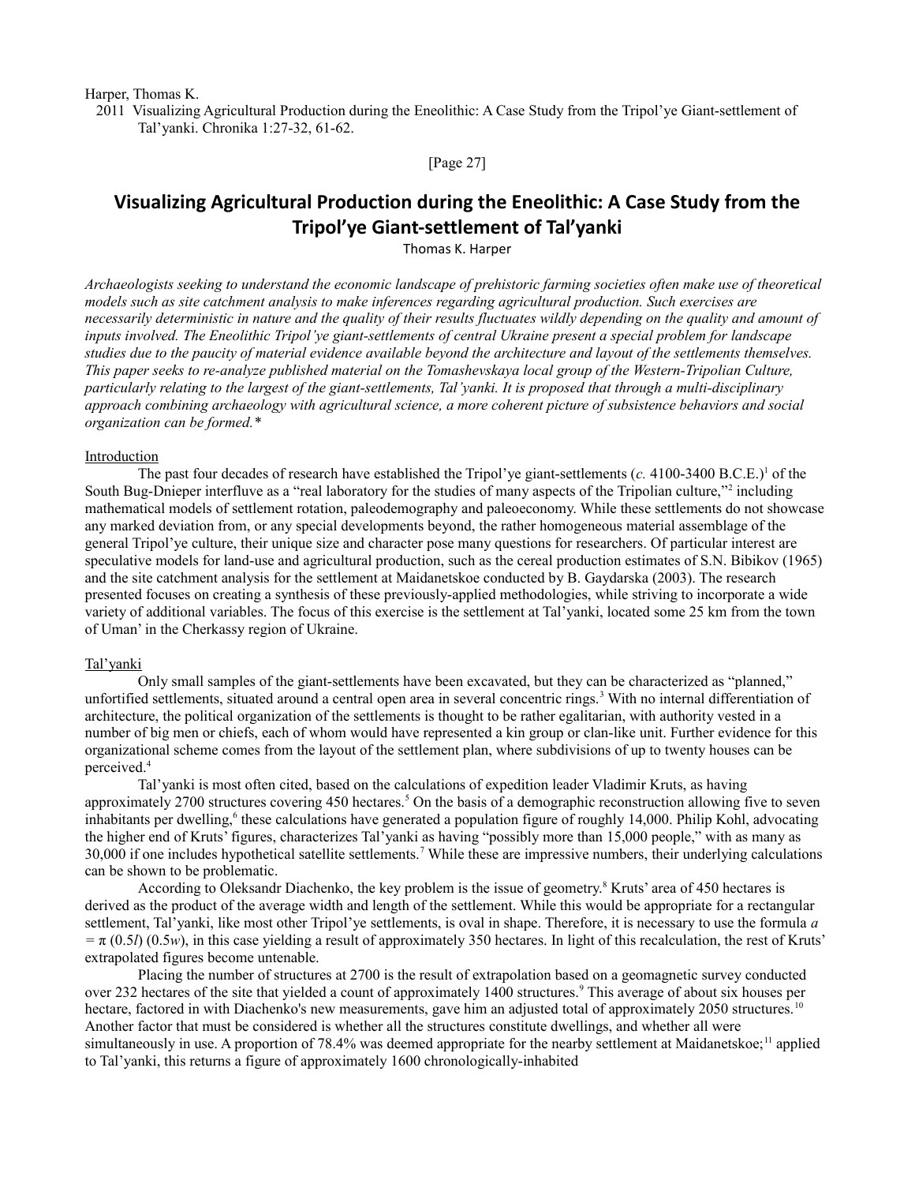Harper, Thomas K.

2011 Visualizing Agricultural Production during the Eneolithic: A Case Study from the Tripol'ye Giant-settlement of Tal'yanki. Chronika 1:27-32, 61-62.

[Page 27]

# Visualizing Agricultural Production during the Eneolithic: A Case Study from the Tripol'ye Giant-settlement of Tal'yanki

Thomas K. Harper

*Archaeologists seeking to understand the economic landscape of prehistoric farming societies often make use of theoretical models such as site catchment analysis to make inferences regarding agricultural production. Such exercises are necessarily deterministic in nature and the quality of their results fluctuates wildly depending on the quality and amount of inputs involved. The Eneolithic Tripol'ye giant-settlements of central Ukraine present a special problem for landscape studies due to the paucity of material evidence available beyond the architecture and layout of the settlements themselves. This paper seeks to re-analyze published material on the Tomashevskaya local group of the Western-Tripolian Culture, particularly relating to the largest of the giant-settlements, Tal'yanki. It is proposed that through a multi-disciplinary approach combining archaeology with agricultural science, a more coherent picture of subsistence behaviors and social organization can be formed.\**

## Introduction

The past four decades of research have established the Tripol'ye giant-settlements (*c.* 4100-3400 B.C.E.)[1] of the South Bug-Dnieper interfluve as a "real laboratory for the studies of many aspects of the Tripolian culture,"[2] including mathematical models of settlement rotation, paleodemography and paleoeconomy. While these settlements do not showcase any marked deviation from, or any special developments beyond, the rather homogeneous material assemblage of the general Tripol'ye culture, their unique size and character pose many questions for researchers. Of particular interest are speculative models for land-use and agricultural production, such as the cereal production estimates of S.N. Bibikov (1965) and the site catchment analysis for the settlement at Maidanetskoe conducted by B. Gaydarska (2003). The research presented focuses on creating a synthesis of these previously-applied methodologies, while striving to incorporate a wide variety of additional variables. The focus of this exercise is the settlement at Tal'yanki, located some 25 km from the town of Uman' in the Cherkassy region of Ukraine.

## Tal'yanki

Only small samples of the giant-settlements have been excavated, but they can be characterized as "planned," unfortified settlements, situated around a central open area in several concentric rings.[3] With no internal differentiation of architecture, the political organization of the settlements is thought to be rather egalitarian, with authority vested in a number of big men or chiefs, each of whom would have represented a kin group or clan-like unit. Further evidence for this organizational scheme comes from the layout of the settlement plan, where subdivisions of up to twenty houses can be perceived.[4]

Tal'yanki is most often cited, based on the calculations of expedition leader Vladimir Kruts, as having approximately 2700 structures covering 450 hectares.[5] On the basis of a demographic reconstruction allowing five to seven inhabitants per dwelling,[6] these calculations have generated a population figure of roughly 14,000. Philip Kohl, advocating the higher end of Kruts' figures, characterizes Tal'yanki as having "possibly more than 15,000 people," with as many as 30,000 if one includes hypothetical satellite settlements.[7] While these are impressive numbers, their underlying calculations can be shown to be problematic.

According to Oleksandr Diachenko, the key problem is the issue of geometry.[8] Kruts' area of 450 hectares is derived as the product of the average width and length of the settlement. While this would be appropriate for a rectangular settlement, Tal'yanki, like most other Tripol'ye settlements, is oval in shape. Therefore, it is necessary to use the formula $a = \pi (0.5l)(0.5w)$, in this case yielding a result of approximately 350 hectares. In light of this recalculation, the rest of Kruts' extrapolated figures become untenable.

Placing the number of structures at 2700 is the result of extrapolation based on a geomagnetic survey conducted over 232 hectares of the site that yielded a count of approximately 1400 structures.[9] This average of about six houses per hectare, factored in with Diachenko's new measurements, gave him an adjusted total of approximately 2050 structures.[10] Another factor that must be considered is whether all the structures constitute dwellings, and whether all were simultaneously in use. A proportion of 78.4% was deemed appropriate for the nearby settlement at Maidanetskoe;[11] applied to Tal'yanki, this returns a figure of approximately 1600 chronologically-inhabited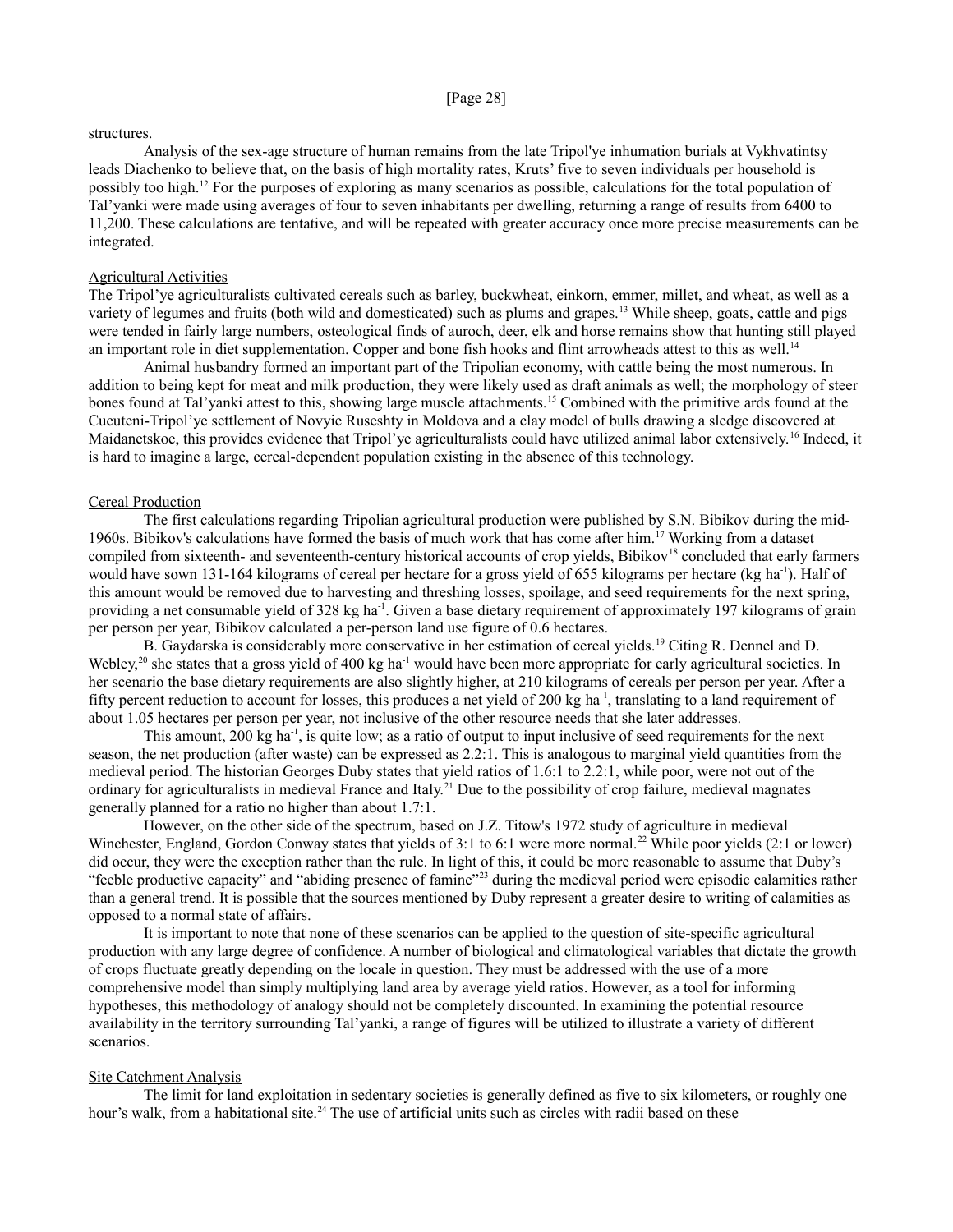structures.

Analysis of the sex-age structure of human remains from the late Tripol'ye inhumation burials at Vykhvatintsy leads Diachenko to believe that, on the basis of high mortality rates, Kruts' five to seven individuals per household is possibly too high.[12] For the purposes of exploring as many scenarios as possible, calculations for the total population of Tal'yanki were made using averages of four to seven inhabitants per dwelling, returning a range of results from 6400 to 11,200. These calculations are tentative, and will be repeated with greater accuracy once more precise measurements can be integrated.

## Agricultural Activities

The Tripol'ye agriculturalists cultivated cereals such as barley, buckwheat, einkorn, emmer, millet, and wheat, as well as a variety of legumes and fruits (both wild and domesticated) such as plums and grapes.[13] While sheep, goats, cattle and pigs were tended in fairly large numbers, osteological finds of auroch, deer, elk and horse remains show that hunting still played an important role in diet supplementation. Copper and bone fish hooks and flint arrowheads attest to this as well.[14]

Animal husbandry formed an important part of the Tripolian economy, with cattle being the most numerous. In addition to being kept for meat and milk production, they were likely used as draft animals as well; the morphology of steer bones found at Tal'yanki attest to this, showing large muscle attachments.[15] Combined with the primitive ards found at the Cucuteni-Tripol'ye settlement of Novyie Ruseshty in Moldova and a clay model of bulls drawing a sledge discovered at Maidanetskoe, this provides evidence that Tripol'ye agriculturalists could have utilized animal labor extensively.[16] Indeed, it is hard to imagine a large, cereal-dependent population existing in the absence of this technology.

## Cereal Production

The first calculations regarding Tripolian agricultural production were published by S.N. Bibikov during the mid-1960s. Bibikov's calculations have formed the basis of much work that has come after him.[17] Working from a dataset compiled from sixteenth- and seventeenth-century historical accounts of crop yields, Bibikov[18] concluded that early farmers would have sown 131-164 kilograms of cereal per hectare for a gross yield of 655 kilograms per hectare (kg ha$^{-1}$). Half of this amount would be removed due to harvesting and threshing losses, spoilage, and seed requirements for the next spring, providing a net consumable yield of 328 kg ha$^{-1}$. Given a base dietary requirement of approximately 197 kilograms of grain per person per year, Bibikov calculated a per-person land use figure of 0.6 hectares.

B. Gaydarska is considerably more conservative in her estimation of cereal yields.[19] Citing R. Dennel and D. Webley,[20] she states that a gross yield of 400 kg ha$^{-1}$ would have been more appropriate for early agricultural societies. In her scenario the base dietary requirements are also slightly higher, at 210 kilograms of cereals per person per year. After a fifty percent reduction to account for losses, this produces a net yield of 200 kg ha$^{-1}$, translating to a land requirement of about 1.05 hectares per person per year, not inclusive of the other resource needs that she later addresses.

This amount, 200 kg ha$^{-1}$, is quite low; as a ratio of output to input inclusive of seed requirements for the next season, the net production (after waste) can be expressed as 2.2:1. This is analogous to marginal yield quantities from the medieval period. The historian Georges Duby states that yield ratios of 1.6:1 to 2.2:1, while poor, were not out of the ordinary for agriculturalists in medieval France and Italy.[21] Due to the possibility of crop failure, medieval magnates generally planned for a ratio no higher than about 1.7:1.

However, on the other side of the spectrum, based on J.Z. Titow's 1972 study of agriculture in medieval Winchester, England, Gordon Conway states that yields of 3:1 to 6:1 were more normal.[22] While poor yields (2:1 or lower) did occur, they were the exception rather than the rule. In light of this, it could be more reasonable to assume that Duby's "feeble productive capacity" and "abiding presence of famine"[23] during the medieval period were episodic calamities rather than a general trend. It is possible that the sources mentioned by Duby represent a greater desire to writing of calamities as opposed to a normal state of affairs.

It is important to note that none of these scenarios can be applied to the question of site-specific agricultural production with any large degree of confidence. A number of biological and climatological variables that dictate the growth of crops fluctuate greatly depending on the locale in question. They must be addressed with the use of a more comprehensive model than simply multiplying land area by average yield ratios. However, as a tool for informing hypotheses, this methodology of analogy should not be completely discounted. In examining the potential resource availability in the territory surrounding Tal'yanki, a range of figures will be utilized to illustrate a variety of different scenarios.

## Site Catchment Analysis

The limit for land exploitation in sedentary societies is generally defined as five to six kilometers, or roughly one hour's walk, from a habitational site.[24] The use of artificial units such as circles with radii based on these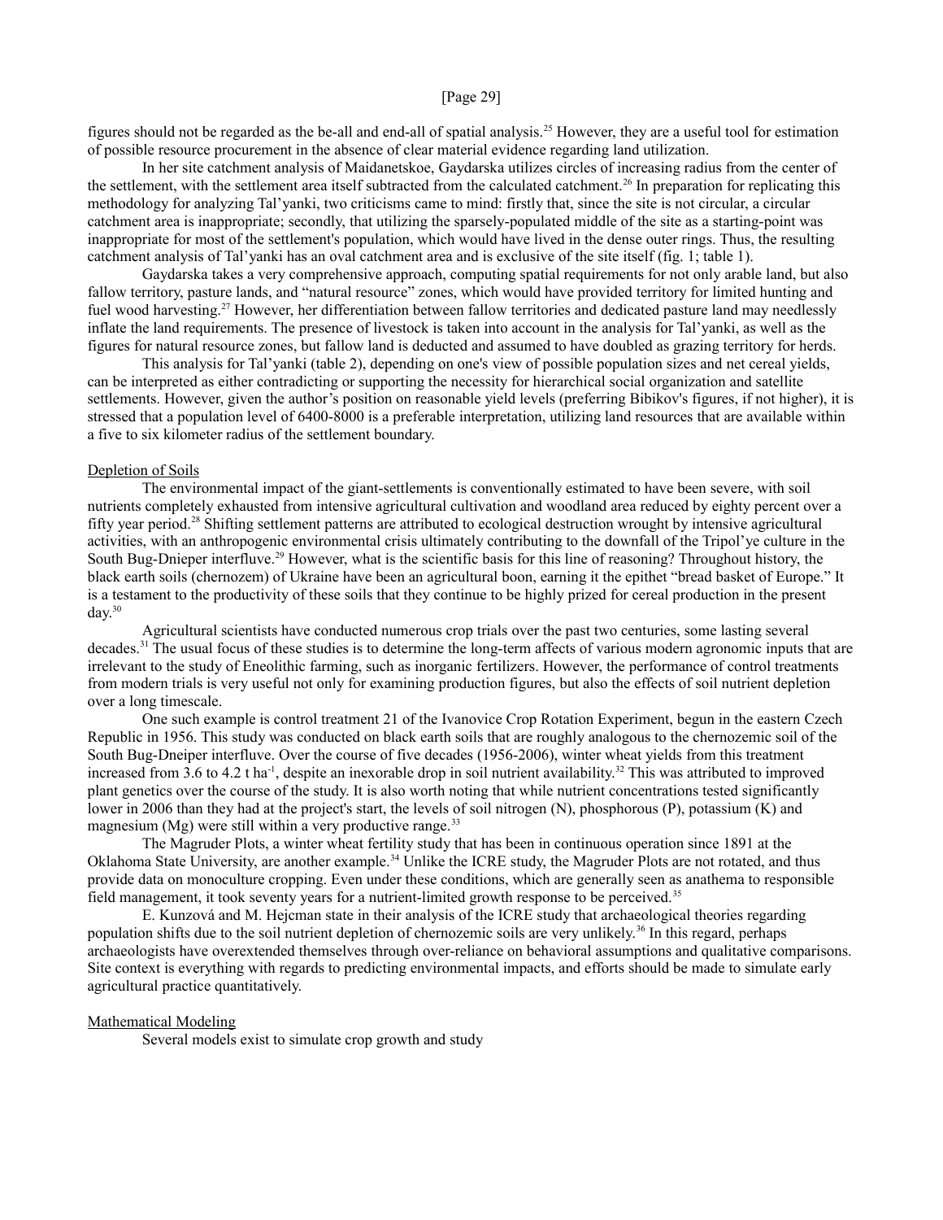figures should not be regarded as the be-all and end-all of spatial analysis.[25] However, they are a useful tool for estimation of possible resource procurement in the absence of clear material evidence regarding land utilization.

In her site catchment analysis of Maidanetskoe, Gaydarska utilizes circles of increasing radius from the center of the settlement, with the settlement area itself subtracted from the calculated catchment.[26] In preparation for replicating this methodology for analyzing Tal'yanki, two criticisms came to mind: firstly that, since the site is not circular, a circular catchment area is inappropriate; secondly, that utilizing the sparsely-populated middle of the site as a starting-point was inappropriate for most of the settlement's population, which would have lived in the dense outer rings. Thus, the resulting catchment analysis of Tal'yanki has an oval catchment area and is exclusive of the site itself (fig. 1; table 1).

Gaydarska takes a very comprehensive approach, computing spatial requirements for not only arable land, but also fallow territory, pasture lands, and "natural resource" zones, which would have provided territory for limited hunting and fuel wood harvesting.[27] However, her differentiation between fallow territories and dedicated pasture land may needlessly inflate the land requirements. The presence of livestock is taken into account in the analysis for Tal'yanki, as well as the figures for natural resource zones, but fallow land is deducted and assumed to have doubled as grazing territory for herds.

This analysis for Tal'yanki (table 2), depending on one's view of possible population sizes and net cereal yields, can be interpreted as either contradicting or supporting the necessity for hierarchical social organization and satellite settlements. However, given the author's position on reasonable yield levels (preferring Bibikov's figures, if not higher), it is stressed that a population level of 6400-8000 is a preferable interpretation, utilizing land resources that are available within a five to six kilometer radius of the settlement boundary.

## Depletion of Soils

The environmental impact of the giant-settlements is conventionally estimated to have been severe, with soil nutrients completely exhausted from intensive agricultural cultivation and woodland area reduced by eighty percent over a fifty year period.[28] Shifting settlement patterns are attributed to ecological destruction wrought by intensive agricultural activities, with an anthropogenic environmental crisis ultimately contributing to the downfall of the Tripol'ye culture in the South Bug-Dnieper interfluve.[29] However, what is the scientific basis for this line of reasoning? Throughout history, the black earth soils (chernozem) of Ukraine have been an agricultural boon, earning it the epithet "bread basket of Europe." It is a testament to the productivity of these soils that they continue to be highly prized for cereal production in the present day.[30]

Agricultural scientists have conducted numerous crop trials over the past two centuries, some lasting several decades.[31] The usual focus of these studies is to determine the long-term affects of various modern agronomic inputs that are irrelevant to the study of Eneolithic farming, such as inorganic fertilizers. However, the performance of control treatments from modern trials is very useful not only for examining production figures, but also the effects of soil nutrient depletion over a long timescale.

One such example is control treatment 21 of the Ivanovice Crop Rotation Experiment, begun in the eastern Czech Republic in 1956. This study was conducted on black earth soils that are roughly analogous to the chernozemic soil of the South Bug-Dneiper interfluve. Over the course of five decades (1956-2006), winter wheat yields from this treatment increased from 3.6 to 4.2 t ha$^{-1}$, despite an inexorable drop in soil nutrient availability.[32] This was attributed to improved plant genetics over the course of the study. It is also worth noting that while nutrient concentrations tested significantly lower in 2006 than they had at the project's start, the levels of soil nitrogen (N), phosphorous (P), potassium (K) and magnesium (Mg) were still within a very productive range.[33]

The Magruder Plots, a winter wheat fertility study that has been in continuous operation since 1891 at the Oklahoma State University, are another example.[34] Unlike the ICRE study, the Magruder Plots are not rotated, and thus provide data on monoculture cropping. Even under these conditions, which are generally seen as anathema to responsible field management, it took seventy years for a nutrient-limited growth response to be perceived.[35]

E. Kunzová and M. Hejcman state in their analysis of the ICRE study that archaeological theories regarding population shifts due to the soil nutrient depletion of chernozemic soils are very unlikely.[36] In this regard, perhaps archaeologists have overextended themselves through over-reliance on behavioral assumptions and qualitative comparisons. Site context is everything with regards to predicting environmental impacts, and efforts should be made to simulate early agricultural practice quantitatively.

## Mathematical Modeling

Several models exist to simulate crop growth and study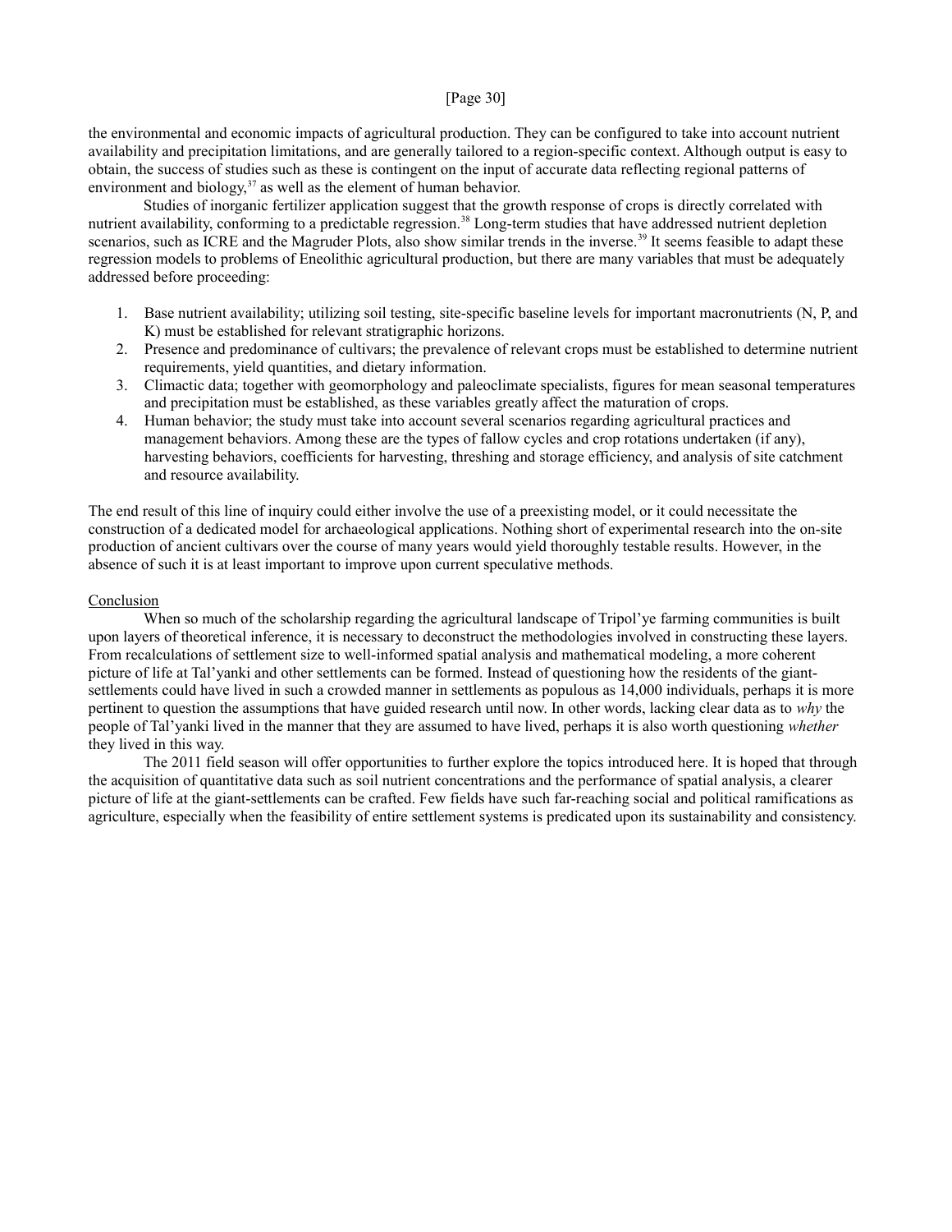the environmental and economic impacts of agricultural production. They can be configured to take into account nutrient availability and precipitation limitations, and are generally tailored to a region-specific context. Although output is easy to obtain, the success of studies such as these is contingent on the input of accurate data reflecting regional patterns of environment and biology,[37] as well as the element of human behavior.

Studies of inorganic fertilizer application suggest that the growth response of crops is directly correlated with nutrient availability, conforming to a predictable regression.[38] Long-term studies that have addressed nutrient depletion scenarios, such as ICRE and the Magruder Plots, also show similar trends in the inverse.[39] It seems feasible to adapt these regression models to problems of Eneolithic agricultural production, but there are many variables that must be adequately addressed before proceeding:

1. Base nutrient availability; utilizing soil testing, site-specific baseline levels for important macronutrients (N, P, and K) must be established for relevant stratigraphic horizons.
2. Presence and predominance of cultivars; the prevalence of relevant crops must be established to determine nutrient requirements, yield quantities, and dietary information.
3. Climactic data; together with geomorphology and paleoclimate specialists, figures for mean seasonal temperatures and precipitation must be established, as these variables greatly affect the maturation of crops.
4. Human behavior; the study must take into account several scenarios regarding agricultural practices and management behaviors. Among these are the types of fallow cycles and crop rotations undertaken (if any), harvesting behaviors, coefficients for harvesting, threshing and storage efficiency, and analysis of site catchment and resource availability.

The end result of this line of inquiry could either involve the use of a preexisting model, or it could necessitate the construction of a dedicated model for archaeological applications. Nothing short of experimental research into the on-site production of ancient cultivars over the course of many years would yield thoroughly testable results. However, in the absence of such it is at least important to improve upon current speculative methods.

## Conclusion

When so much of the scholarship regarding the agricultural landscape of Tripol'ye farming communities is built upon layers of theoretical inference, it is necessary to deconstruct the methodologies involved in constructing these layers. From recalculations of settlement size to well-informed spatial analysis and mathematical modeling, a more coherent picture of life at Tal'yanki and other settlements can be formed. Instead of questioning how the residents of the giant-settlements could have lived in such a crowded manner in settlements as populous as 14,000 individuals, perhaps it is more pertinent to question the assumptions that have guided research until now. In other words, lacking clear data as to *why* the people of Tal'yanki lived in the manner that they are assumed to have lived, perhaps it is also worth questioning *whether* they lived in this way.

The 2011 field season will offer opportunities to further explore the topics introduced here. It is hoped that through the acquisition of quantitative data such as soil nutrient concentrations and the performance of spatial analysis, a clearer picture of life at the giant-settlements can be crafted. Few fields have such far-reaching social and political ramifications as agriculture, especially when the feasibility of entire settlement systems is predicated upon its sustainability and consistency.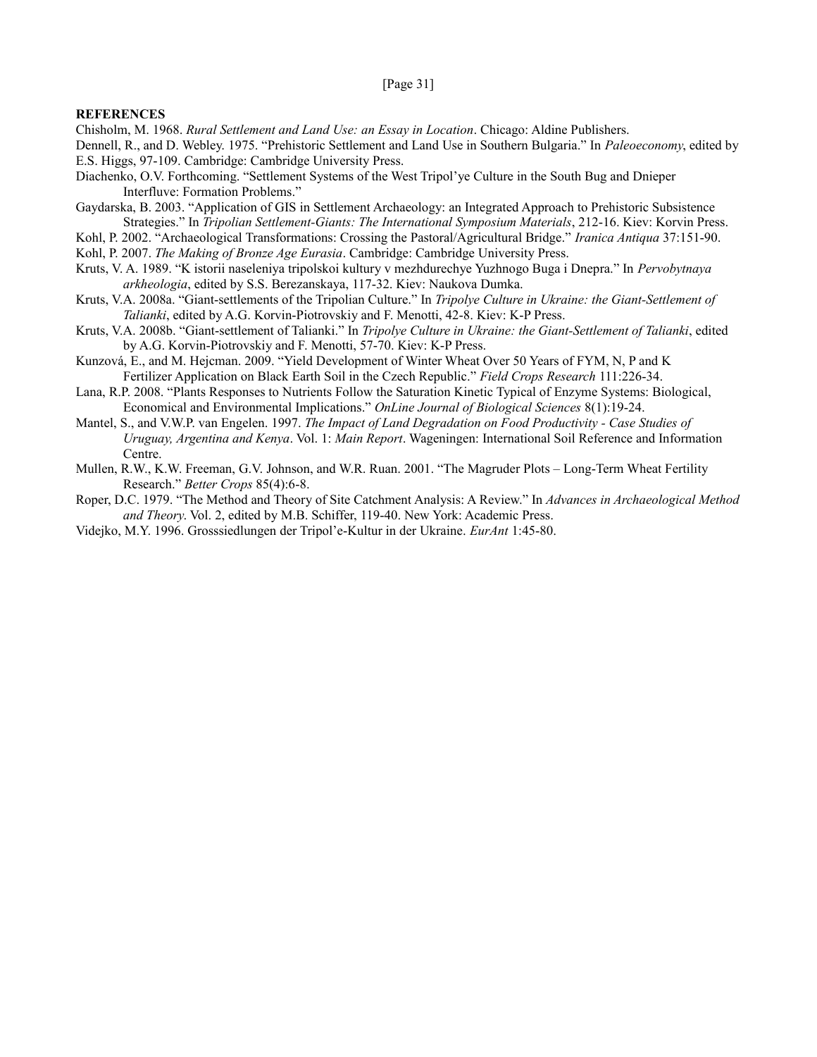**REFERENCES**

Chisholm, M. 1968. *Rural Settlement and Land Use: an Essay in Location*. Chicago: Aldine Publishers.

Dennell, R., and D. Webley. 1975. "Prehistoric Settlement and Land Use in Southern Bulgaria." In *Paleoeconomy*, edited by E.S. Higgs, 97-109. Cambridge: Cambridge University Press.

Diachenko, O.V. Forthcoming. "Settlement Systems of the West Tripol'ye Culture in the South Bug and Dnieper Interfluve: Formation Problems."

Gaydarska, B. 2003. "Application of GIS in Settlement Archaeology: an Integrated Approach to Prehistoric Subsistence Strategies." In *Tripolian Settlement-Giants: The International Symposium Materials*, 212-16. Kiev: Korvin Press.

Kohl, P. 2002. "Archaeological Transformations: Crossing the Pastoral/Agricultural Bridge." *Iranica Antiqua* 37:151-90.

Kohl, P. 2007. *The Making of Bronze Age Eurasia*. Cambridge: Cambridge University Press.

Kruts, V. A. 1989. "K istorii naseleniya tripolskoi kultury v mezhdurechye Yuzhnogo Buga i Dnepra." In *Pervobytnaya arkheologia*, edited by S.S. Berezanskaya, 117-32. Kiev: Naukova Dumka.

Kruts, V.A. 2008a. "Giant-settlements of the Tripolian Culture." In *Tripolye Culture in Ukraine: the Giant-Settlement of Talianki*, edited by A.G. Korvin-Piotrovskiy and F. Menotti, 42-8. Kiev: K-P Press.

Kruts, V.A. 2008b. "Giant-settlement of Talianki." In *Tripolye Culture in Ukraine: the Giant-Settlement of Talianki*, edited by A.G. Korvin-Piotrovskiy and F. Menotti, 57-70. Kiev: K-P Press.

Kunzová, E., and M. Hejcman. 2009. "Yield Development of Winter Wheat Over 50 Years of FYM, N, P and K Fertilizer Application on Black Earth Soil in the Czech Republic." *Field Crops Research* 111:226-34.

Lana, R.P. 2008. "Plants Responses to Nutrients Follow the Saturation Kinetic Typical of Enzyme Systems: Biological, Economical and Environmental Implications." *OnLine Journal of Biological Sciences* 8(1):19-24.

Mantel, S., and V.W.P. van Engelen. 1997. *The Impact of Land Degradation on Food Productivity - Case Studies of Uruguay, Argentina and Kenya*. Vol. 1: *Main Report*. Wageningen: International Soil Reference and Information Centre.

Mullen, R.W., K.W. Freeman, G.V. Johnson, and W.R. Ruan. 2001. "The Magruder Plots – Long-Term Wheat Fertility Research." *Better Crops* 85(4):6-8.

Roper, D.C. 1979. "The Method and Theory of Site Catchment Analysis: A Review." In *Advances in Archaeological Method and Theory*. Vol. 2, edited by M.B. Schiffer, 119-40. New York: Academic Press.

Videjko, M.Y. 1996. Grosssiedlungen der Tripol'e-Kultur in der Ukraine. *EurAnt* 1:45-80.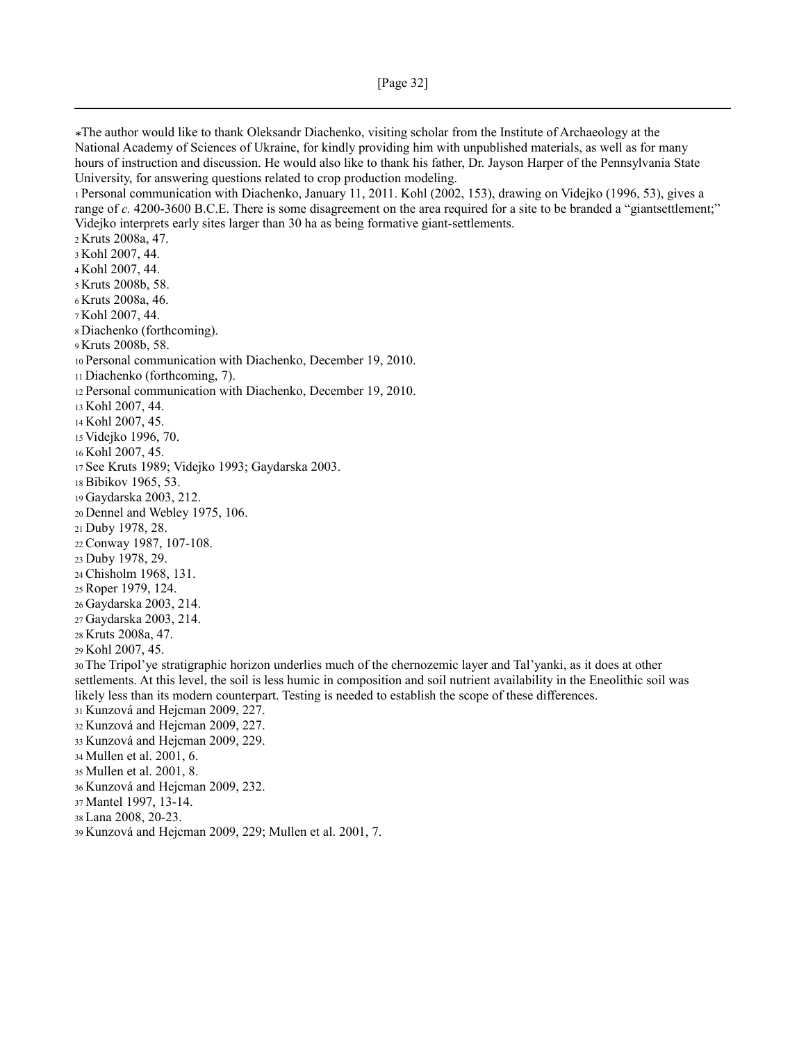*The author would like to thank Oleksandr Diachenko, visiting scholar from the Institute of Archaeology at the National Academy of Sciences of Ukraine, for kindly providing him with unpublished materials, as well as for many hours of instruction and discussion. He would also like to thank his father, Dr. Jayson Harper of the Pennsylvania State University, for answering questions related to crop production modeling.

[1] Personal communication with Diachenko, January 11, 2011. Kohl (2002, 153), drawing on Videjko (1996, 53), gives a range of *c.* 4200-3600 B.C.E. There is some disagreement on the area required for a site to be branded a "giantsettlement;" Videjko interprets early sites larger than 30 ha as being formative giant-settlements.

[2] Kruts 2008a, 47.

[3] Kohl 2007, 44.

[4] Kohl 2007, 44.

[5] Kruts 2008b, 58.

[6] Kruts 2008a, 46.

[7] Kohl 2007, 44.

[8] Diachenko (forthcoming).

[9] Kruts 2008b, 58.

[10] Personal communication with Diachenko, December 19, 2010.

[11] Diachenko (forthcoming, 7).

[12] Personal communication with Diachenko, December 19, 2010.

[13] Kohl 2007, 44.

[14] Kohl 2007, 45.

[15] Videjko 1996, 70.

[16] Kohl 2007, 45.

[17] See Kruts 1989; Videjko 1993; Gaydarska 2003.

[18] Bibikov 1965, 53.

[19] Gaydarska 2003, 212.

[20] Dennel and Webley 1975, 106.

[21] Duby 1978, 28.

[22] Conway 1987, 107-108.

[23] Duby 1978, 29.

[24] Chisholm 1968, 131.

[25] Roper 1979, 124.

[26] Gaydarska 2003, 214.

[27] Gaydarska 2003, 214.

[28] Kruts 2008a, 47.

[29] Kohl 2007, 45.

[30] The Tripol'ye stratigraphic horizon underlies much of the chernozemic layer and Tal'yanki, as it does at other settlements. At this level, the soil is less humic in composition and soil nutrient availability in the Eneolithic soil was likely less than its modern counterpart. Testing is needed to establish the scope of these differences.

[31] Kunzová and Hejcman 2009, 227.

[32] Kunzová and Hejcman 2009, 227.

[33] Kunzová and Hejcman 2009, 229.

[34] Mullen et al. 2001, 6.

[35] Mullen et al. 2001, 8.

[36] Kunzová and Hejcman 2009, 232.

[37] Mantel 1997, 13-14.

[38] Lana 2008, 20-23.

[39] Kunzová and Hejcman 2009, 229; Mullen et al. 2001, 7.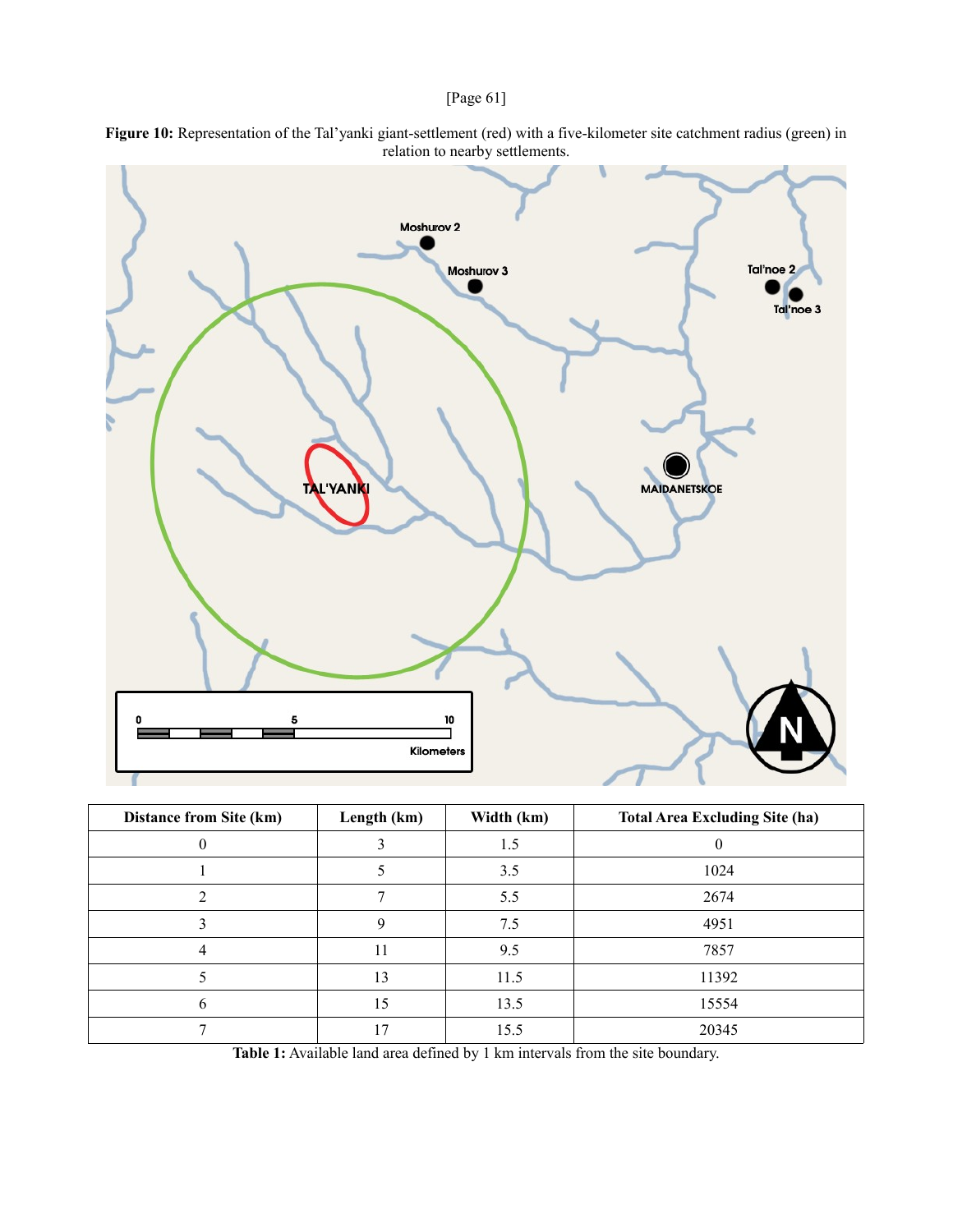**Figure 10:** Representation of the Tal'yanki giant-settlement (red) with a five-kilometer site catchment radius (green) in relation to nearby settlements.

| Distance from Site (km) | Length (km) | Width (km) | Total Area Excluding Site (ha) |
|---|---|---|---|
| 0 | 3 | 1.5 | 0 |
| 1 | 5 | 3.5 | 1024 |
| 2 | 7 | 5.5 | 2674 |
| 3 | 9 | 7.5 | 4951 |
| 4 | 11 | 9.5 | 7857 |
| 5 | 13 | 11.5 | 11392 |
| 6 | 15 | 13.5 | 15554 |
| 7 | 17 | 15.5 | 20345 |

**Table 1:** Available land area defined by 1 km intervals from the site boundary.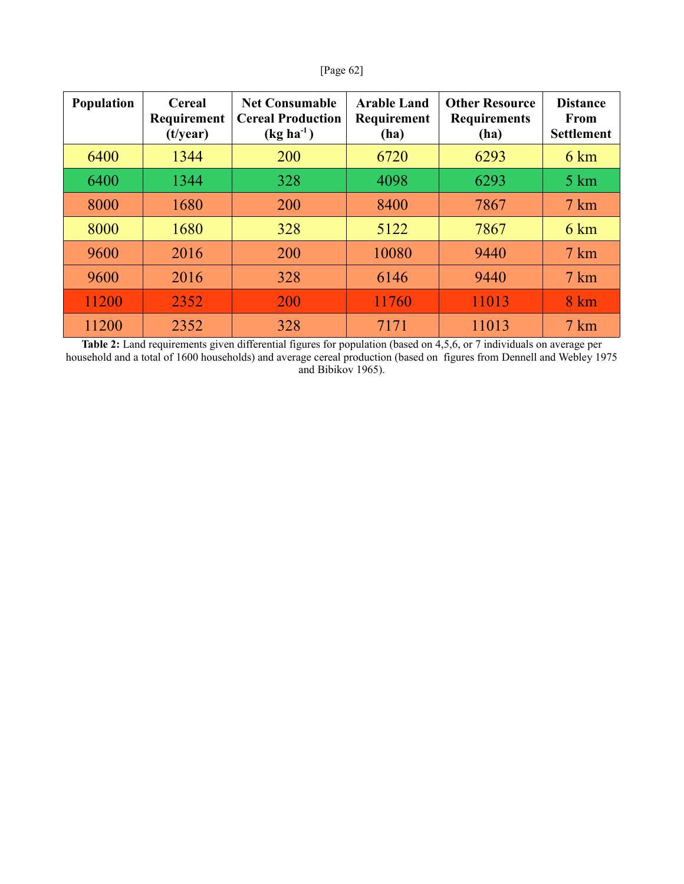| Population | Cereal Requirement (t/year) | Net Consumable Cereal Production (kg ha$^{-1}$) | Arable Land Requirement (ha) | Other Resource Requirements (ha) | Distance From Settlement |
|---|---|---|---|---|---|
| 6400 | 1344 | 200 | 6720 | 6293 | 6 km |
| 6400 | 1344 | 328 | 4098 | 6293 | 5 km |
| 8000 | 1680 | 200 | 8400 | 7867 | 7 km |
| 8000 | 1680 | 328 | 5122 | 7867 | 6 km |
| 9600 | 2016 | 200 | 10080 | 9440 | 7 km |
| 9600 | 2016 | 328 | 6146 | 9440 | 7 km |
| 11200 | 2352 | 200 | 11760 | 11013 | 8 km |
| 11200 | 2352 | 328 | 7171 | 11013 | 7 km |

**Table 2:** Land requirements given differential figures for population (based on 4,5,6, or 7 individuals on average per household and a total of 1600 households) and average cereal production (based on figures from Dennell and Webley 1975 and Bibikov 1965).